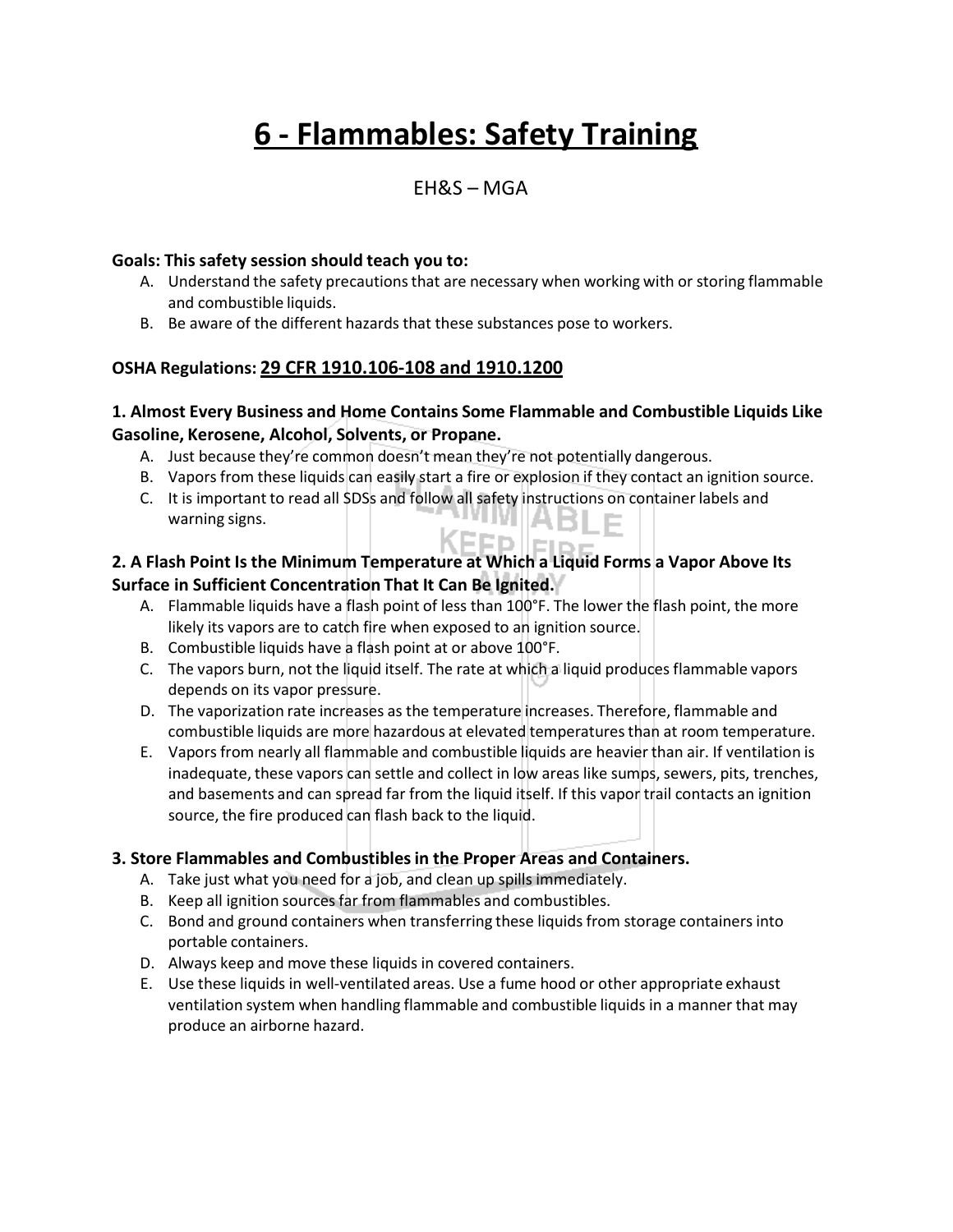# 6 - Flammables: Safety Training

EH&S – MGA

**Goals: This safety session should teach you to:**

A. Understand the safety precautions that are necessary when working with or storing flammable and combustible liquids.
B. Be aware of the different hazards that these substances pose to workers.

**OSHA Regulations: 29 CFR 1910.106-108 and 1910.1200**

### 1. Almost Every Business and Home Contains Some Flammable and Combustible Liquids Like Gasoline, Kerosene, Alcohol, Solvents, or Propane.

A. Just because they're common doesn't mean they're not potentially dangerous.
B. Vapors from these liquids can easily start a fire or explosion if they contact an ignition source.
C. It is important to read all SDSs and follow all safety instructions on container labels and warning signs.

### 2. A Flash Point Is the Minimum Temperature at Which a Liquid Forms a Vapor Above Its Surface in Sufficient Concentration That It Can Be Ignited.

A. Flammable liquids have a flash point of less than 100°F. The lower the flash point, the more likely its vapors are to catch fire when exposed to an ignition source.
B. Combustible liquids have a flash point at or above 100°F.
C. The vapors burn, not the liquid itself. The rate at which a liquid produces flammable vapors depends on its vapor pressure.
D. The vaporization rate increases as the temperature increases. Therefore, flammable and combustible liquids are more hazardous at elevated temperatures than at room temperature.
E. Vapors from nearly all flammable and combustible liquids are heavier than air. If ventilation is inadequate, these vapors can settle and collect in low areas like sumps, sewers, pits, trenches, and basements and can spread far from the liquid itself. If this vapor trail contacts an ignition source, the fire produced can flash back to the liquid.

### 3. Store Flammables and Combustibles in the Proper Areas and Containers.

A. Take just what you need for a job, and clean up spills immediately.
B. Keep all ignition sources far from flammables and combustibles.
C. Bond and ground containers when transferring these liquids from storage containers into portable containers.
D. Always keep and move these liquids in covered containers.
E. Use these liquids in well-ventilated areas. Use a fume hood or other appropriate exhaust ventilation system when handling flammable and combustible liquids in a manner that may produce an airborne hazard.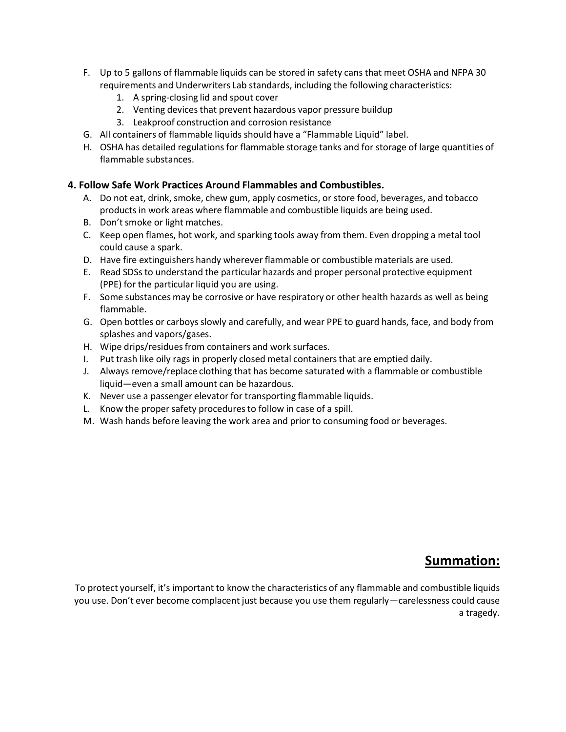F. Up to 5 gallons of flammable liquids can be stored in safety cans that meet OSHA and NFPA 30 requirements and Underwriters Lab standards, including the following characteristics:
   1. A spring-closing lid and spout cover
   2. Venting devices that prevent hazardous vapor pressure buildup
   3. Leakproof construction and corrosion resistance

G. All containers of flammable liquids should have a “Flammable Liquid” label.

H. OSHA has detailed regulations for flammable storage tanks and for storage of large quantities of flammable substances.

### 4. Follow Safe Work Practices Around Flammables and Combustibles.

A. Do not eat, drink, smoke, chew gum, apply cosmetics, or store food, beverages, and tobacco products in work areas where flammable and combustible liquids are being used.

B. Don’t smoke or light matches.

C. Keep open flames, hot work, and sparking tools away from them. Even dropping a metal tool could cause a spark.

D. Have fire extinguishers handy wherever flammable or combustible materials are used.

E. Read SDSs to understand the particular hazards and proper personal protective equipment (PPE) for the particular liquid you are using.

F. Some substances may be corrosive or have respiratory or other health hazards as well as being flammable.

G. Open bottles or carboys slowly and carefully, and wear PPE to guard hands, face, and body from splashes and vapors/gases.

H. Wipe drips/residues from containers and work surfaces.

I. Put trash like oily rags in properly closed metal containers that are emptied daily.

J. Always remove/replace clothing that has become saturated with a flammable or combustible liquid—even a small amount can be hazardous.

K. Never use a passenger elevator for transporting flammable liquids.

L. Know the proper safety procedures to follow in case of a spill.

M. Wash hands before leaving the work area and prior to consuming food or beverages.

## Summation:

To protect yourself, it’s important to know the characteristics of any flammable and combustible liquids you use. Don’t ever become complacent just because you use them regularly—carelessness could cause a tragedy.